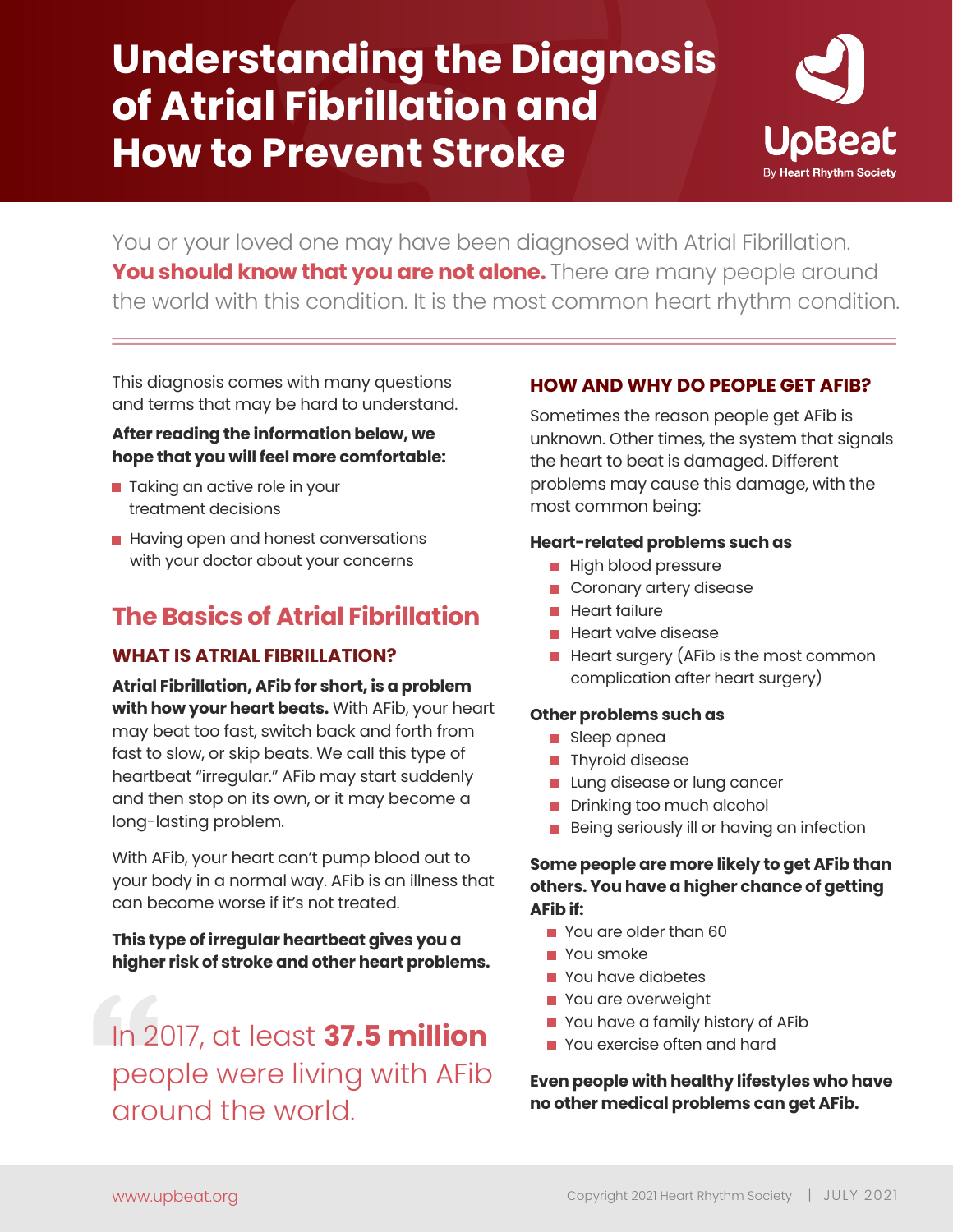# Understanding the Diagnosis of Atrial Fibrillation and How to Prevent Stroke

UpBeat
By Heart Rhythm Society

You or your loved one may have been diagnosed with Atrial Fibrillation. **You should know that you are not alone.** There are many people around the world with this condition. It is the most common heart rhythm condition.

This diagnosis comes with many questions and terms that may be hard to understand.

**After reading the information below, we hope that you will feel more comfortable:**

- Taking an active role in your treatment decisions
- Having open and honest conversations with your doctor about your concerns

## The Basics of Atrial Fibrillation

### WHAT IS ATRIAL FIBRILLATION?

**Atrial Fibrillation, AFib for short, is a problem with how your heart beats.** With AFib, your heart may beat too fast, switch back and forth from fast to slow, or skip beats. We call this type of heartbeat "irregular." AFib may start suddenly and then stop on its own, or it may become a long-lasting problem.

With AFib, your heart can't pump blood out to your body in a normal way. AFib is an illness that can become worse if it's not treated.

**This type of irregular heartbeat gives you a higher risk of stroke and other heart problems.**

> In 2017, at least **37.5 million** people were living with AFib around the world.

### HOW AND WHY DO PEOPLE GET AFIB?

Sometimes the reason people get AFib is unknown. Other times, the system that signals the heart to beat is damaged. Different problems may cause this damage, with the most common being:

**Heart-related problems such as**

- High blood pressure
- Coronary artery disease
- Heart failure
- Heart valve disease
- Heart surgery (AFib is the most common complication after heart surgery)

**Other problems such as**

- Sleep apnea
- Thyroid disease
- Lung disease or lung cancer
- Drinking too much alcohol
- Being seriously ill or having an infection

**Some people are more likely to get AFib than others. You have a higher chance of getting AFib if:**

- You are older than 60
- You smoke
- You have diabetes
- You are overweight
- You have a family history of AFib
- You exercise often and hard

**Even people with healthy lifestyles who have no other medical problems can get AFib.**

www.upbeat.org

Copyright 2021 Heart Rhythm Society | JULY 2021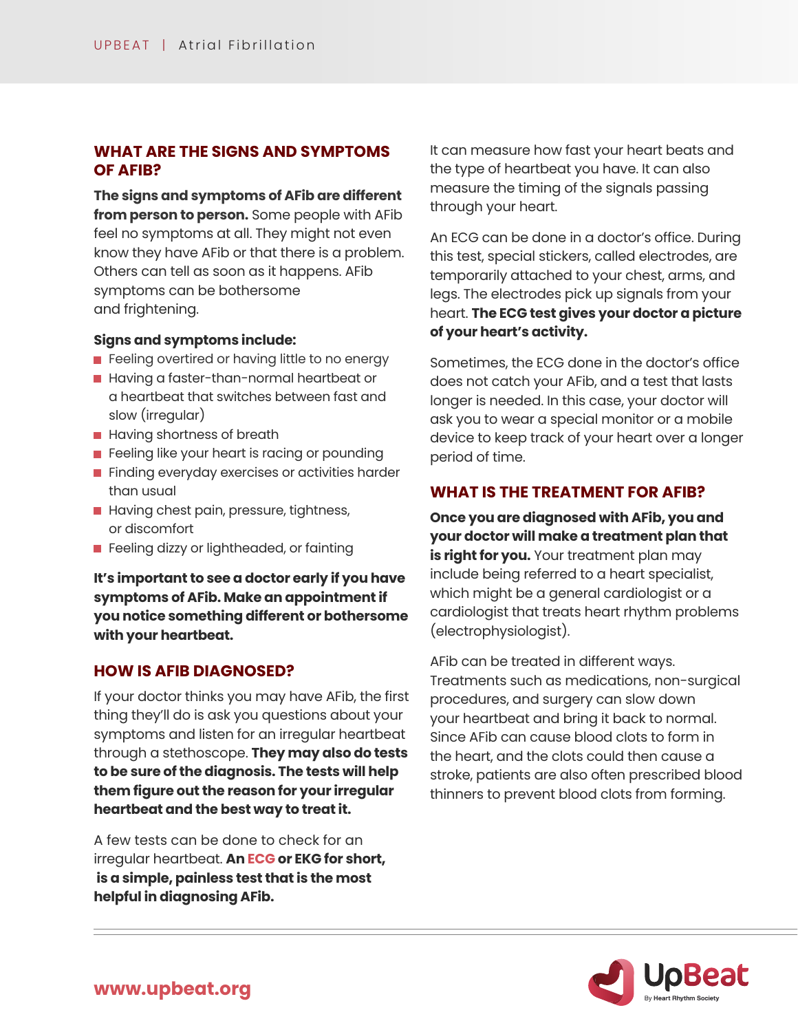## WHAT ARE THE SIGNS AND SYMPTOMS OF AFIB?

**The signs and symptoms of AFib are different from person to person.** Some people with AFib feel no symptoms at all. They might not even know they have AFib or that there is a problem. Others can tell as soon as it happens. AFib symptoms can be bothersome and frightening.

**Signs and symptoms include:**

- Feeling overtired or having little to no energy
- Having a faster-than-normal heartbeat or a heartbeat that switches between fast and slow (irregular)
- Having shortness of breath
- Feeling like your heart is racing or pounding
- Finding everyday exercises or activities harder than usual
- Having chest pain, pressure, tightness, or discomfort
- Feeling dizzy or lightheaded, or fainting

**It's important to see a doctor early if you have symptoms of AFib. Make an appointment if you notice something different or bothersome with your heartbeat.**

## HOW IS AFIB DIAGNOSED?

If your doctor thinks you may have AFib, the first thing they'll do is ask you questions about your symptoms and listen for an irregular heartbeat through a stethoscope. **They may also do tests to be sure of the diagnosis. The tests will help them figure out the reason for your irregular heartbeat and the best way to treat it.**

A few tests can be done to check for an irregular heartbeat. **An ECG or EKG for short, is a simple, painless test that is the most helpful in diagnosing AFib.** It can measure how fast your heart beats and the type of heartbeat you have. It can also measure the timing of the signals passing through your heart.

An ECG can be done in a doctor's office. During this test, special stickers, called electrodes, are temporarily attached to your chest, arms, and legs. The electrodes pick up signals from your heart. **The ECG test gives your doctor a picture of your heart's activity.**

Sometimes, the ECG done in the doctor's office does not catch your AFib, and a test that lasts longer is needed. In this case, your doctor will ask you to wear a special monitor or a mobile device to keep track of your heart over a longer period of time.

## WHAT IS THE TREATMENT FOR AFIB?

**Once you are diagnosed with AFib, you and your doctor will make a treatment plan that is right for you.** Your treatment plan may include being referred to a heart specialist, which might be a general cardiologist or a cardiologist that treats heart rhythm problems (electrophysiologist).

AFib can be treated in different ways. Treatments such as medications, non-surgical procedures, and surgery can slow down your heartbeat and bring it back to normal. Since AFib can cause blood clots to form in the heart, and the clots could then cause a stroke, patients are also often prescribed blood thinners to prevent blood clots from forming.